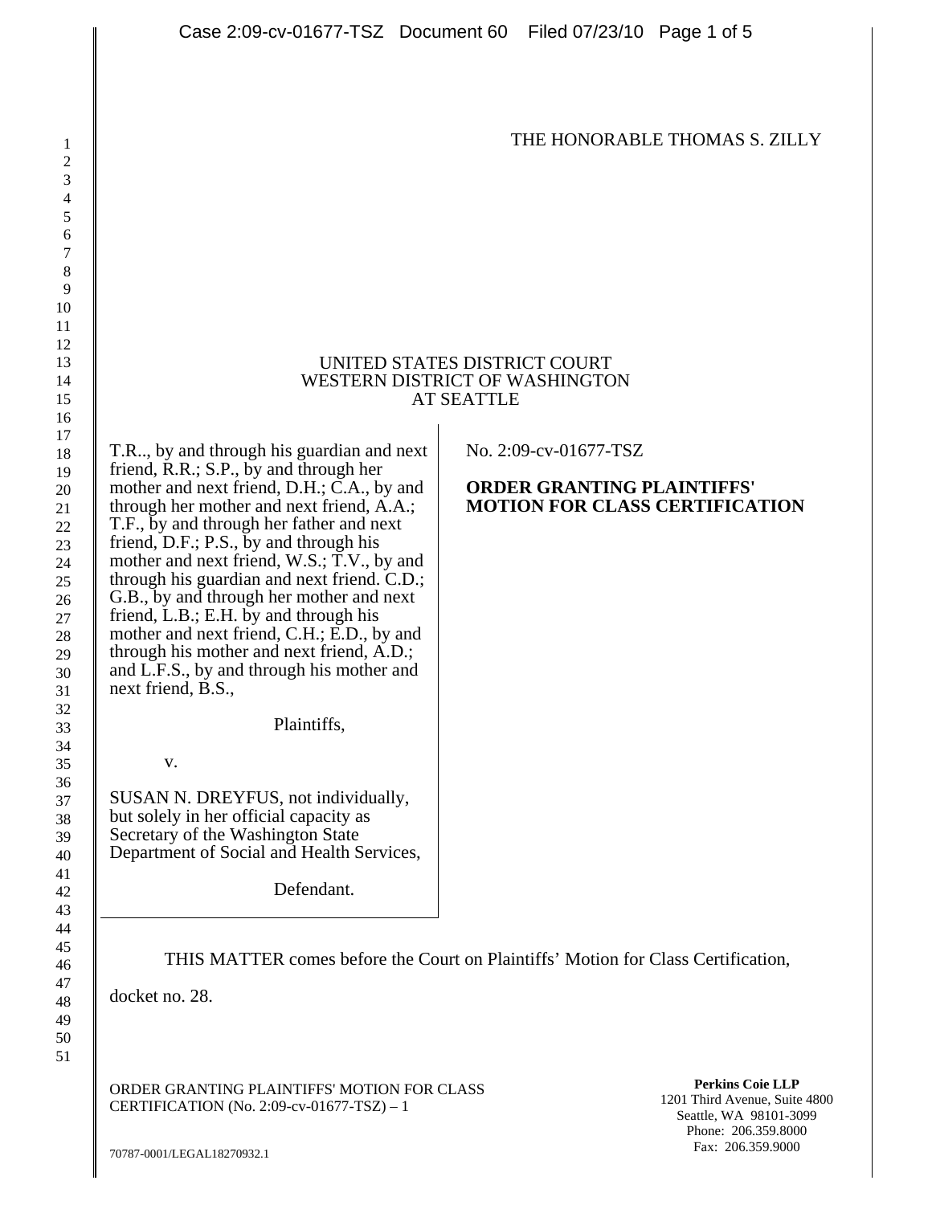THE HONORABLE THOMAS S. ZILLY

UNITED STATES DISTRICT COURT
WESTERN DISTRICT OF WASHINGTON
AT SEATTLE

T.R.., by and through his guardian and next friend, R.R.; S.P., by and through her mother and next friend, D.H.; C.A., by and through her mother and next friend, A.A.; T.F., by and through her father and next friend, D.F.; P.S., by and through his mother and next friend, W.S.; T.V., by and through his guardian and next friend. C.D.; G.B., by and through her mother and next friend, L.B.; E.H. by and through his mother and next friend, C.H.; E.D., by and through his mother and next friend, A.D.; and L.F.S., by and through his mother and next friend, B.S.,

Plaintiffs,

v.

SUSAN N. DREYFUS, not individually, but solely in her official capacity as Secretary of the Washington State Department of Social and Health Services,

Defendant.

No. 2:09-cv-01677-TSZ

**ORDER GRANTING PLAINTIFFS' MOTION FOR CLASS CERTIFICATION**

THIS MATTER comes before the Court on Plaintiffs' Motion for Class Certification, docket no. 28.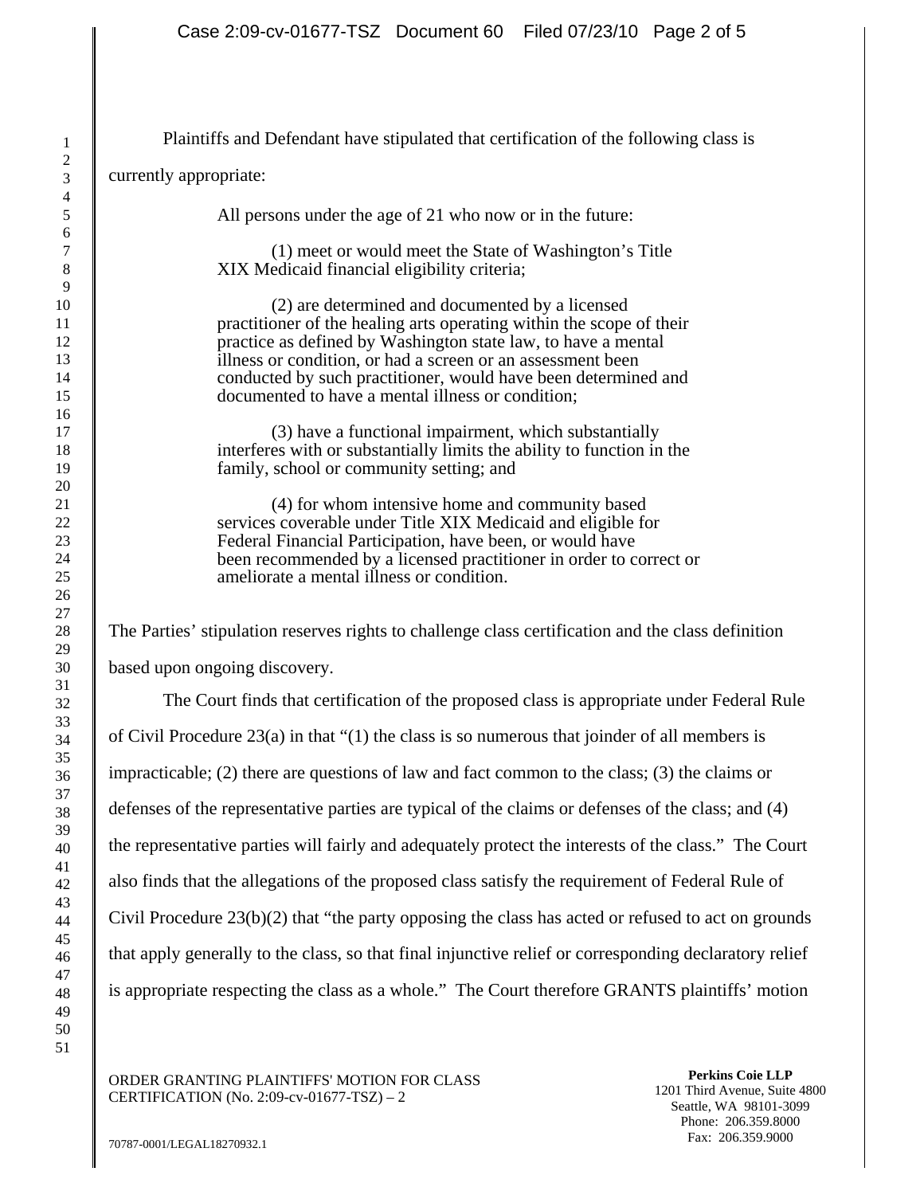Plaintiffs and Defendant have stipulated that certification of the following class is currently appropriate:

> All persons under the age of 21 who now or in the future:
>
> (1) meet or would meet the State of Washington's Title XIX Medicaid financial eligibility criteria;
>
> (2) are determined and documented by a licensed practitioner of the healing arts operating within the scope of their practice as defined by Washington state law, to have a mental illness or condition, or had a screen or an assessment been conducted by such practitioner, would have been determined and documented to have a mental illness or condition;
>
> (3) have a functional impairment, which substantially interferes with or substantially limits the ability to function in the family, school or community setting; and
>
> (4) for whom intensive home and community based services coverable under Title XIX Medicaid and eligible for Federal Financial Participation, have been, or would have been recommended by a licensed practitioner in order to correct or ameliorate a mental illness or condition.

The Parties' stipulation reserves rights to challenge class certification and the class definition based upon ongoing discovery.

The Court finds that certification of the proposed class is appropriate under Federal Rule of Civil Procedure 23(a) in that "(1) the class is so numerous that joinder of all members is impracticable; (2) there are questions of law and fact common to the class; (3) the claims or defenses of the representative parties are typical of the claims or defenses of the class; and (4) the representative parties will fairly and adequately protect the interests of the class." The Court also finds that the allegations of the proposed class satisfy the requirement of Federal Rule of Civil Procedure 23(b)(2) that "the party opposing the class has acted or refused to act on grounds that apply generally to the class, so that final injunctive relief or corresponding declaratory relief is appropriate respecting the class as a whole." The Court therefore GRANTS plaintiffs' motion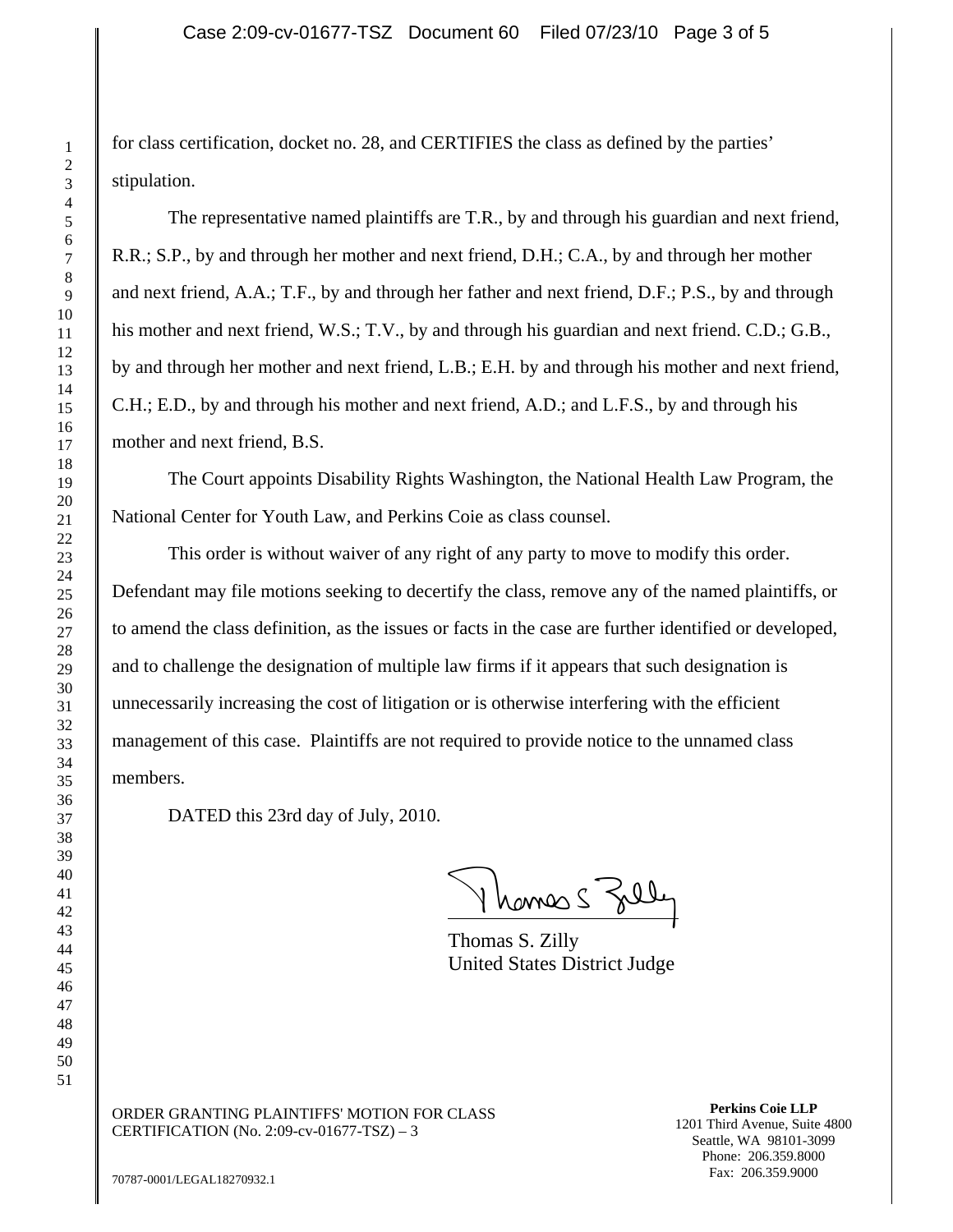for class certification, docket no. 28, and CERTIFIES the class as defined by the parties' stipulation.

The representative named plaintiffs are T.R., by and through his guardian and next friend, R.R.; S.P., by and through her mother and next friend, D.H.; C.A., by and through her mother and next friend, A.A.; T.F., by and through her father and next friend, D.F.; P.S., by and through his mother and next friend, W.S.; T.V., by and through his guardian and next friend. C.D.; G.B., by and through her mother and next friend, L.B.; E.H. by and through his mother and next friend, C.H.; E.D., by and through his mother and next friend, A.D.; and L.F.S., by and through his mother and next friend, B.S.

The Court appoints Disability Rights Washington, the National Health Law Program, the National Center for Youth Law, and Perkins Coie as class counsel.

This order is without waiver of any right of any party to move to modify this order. Defendant may file motions seeking to decertify the class, remove any of the named plaintiffs, or to amend the class definition, as the issues or facts in the case are further identified or developed, and to challenge the designation of multiple law firms if it appears that such designation is unnecessarily increasing the cost of litigation or is otherwise interfering with the efficient management of this case. Plaintiffs are not required to provide notice to the unnamed class members.

DATED this 23rd day of July, 2010.

Thomas S. Zilly
United States District Judge

ORDER GRANTING PLAINTIFFS' MOTION FOR CLASS CERTIFICATION (No. 2:09-cv-01677-TSZ) – 3

**Perkins Coie LLP**
1201 Third Avenue, Suite 4800
Seattle, WA 98101-3099
Phone: 206.359.8000
Fax: 206.359.9000

70787-0001/LEGAL18270932.1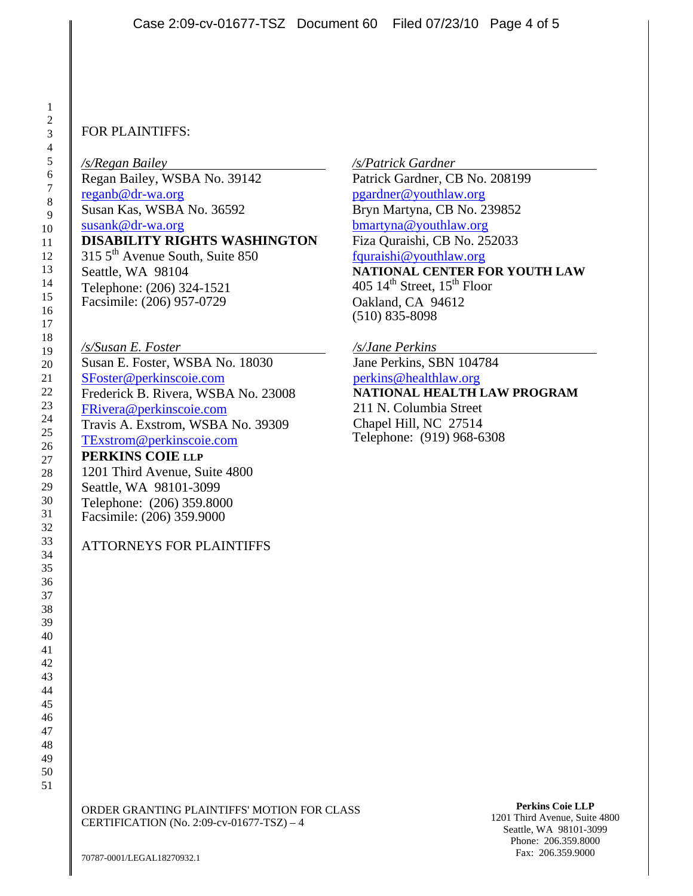FOR PLAINTIFFS:

*/s/Regan Bailey*
Regan Bailey, WSBA No. 39142
reganb@dr-wa.org
Susan Kas, WSBA No. 36592
susank@dr-wa.org
**DISABILITY RIGHTS WASHINGTON**
315 5th Avenue South, Suite 850
Seattle, WA 98104
Telephone: (206) 324-1521
Facsimile: (206) 957-0729

*/s/Susan E. Foster*
Susan E. Foster, WSBA No. 18030
SFoster@perkinscoie.com
Frederick B. Rivera, WSBA No. 23008
FRivera@perkinscoie.com
Travis A. Exstrom, WSBA No. 39309
TExstrom@perkinscoie.com
**PERKINS COIE LLP**
1201 Third Avenue, Suite 4800
Seattle, WA 98101-3099
Telephone: (206) 359.8000
Facsimile: (206) 359.9000

ATTORNEYS FOR PLAINTIFFS

*/s/Patrick Gardner*
Patrick Gardner, CB No. 208199
pgardner@youthlaw.org
Bryn Martyna, CB No. 239852
bmartyna@youthlaw.org
Fiza Quraishi, CB No. 252033
fquraishi@youthlaw.org
**NATIONAL CENTER FOR YOUTH LAW**
405 14th Street, 15th Floor
Oakland, CA 94612
(510) 835-8098

*/s/Jane Perkins*
Jane Perkins, SBN 104784
perkins@healthlaw.org
**NATIONAL HEALTH LAW PROGRAM**
211 N. Columbia Street
Chapel Hill, NC 27514
Telephone: (919) 968-6308

ORDER GRANTING PLAINTIFFS' MOTION FOR CLASS CERTIFICATION (No. 2:09-cv-01677-TSZ) – 4

70787-0001/LEGAL18270932.1

**Perkins Coie LLP**
1201 Third Avenue, Suite 4800
Seattle, WA 98101-3099
Phone: 206.359.8000
Fax: 206.359.9000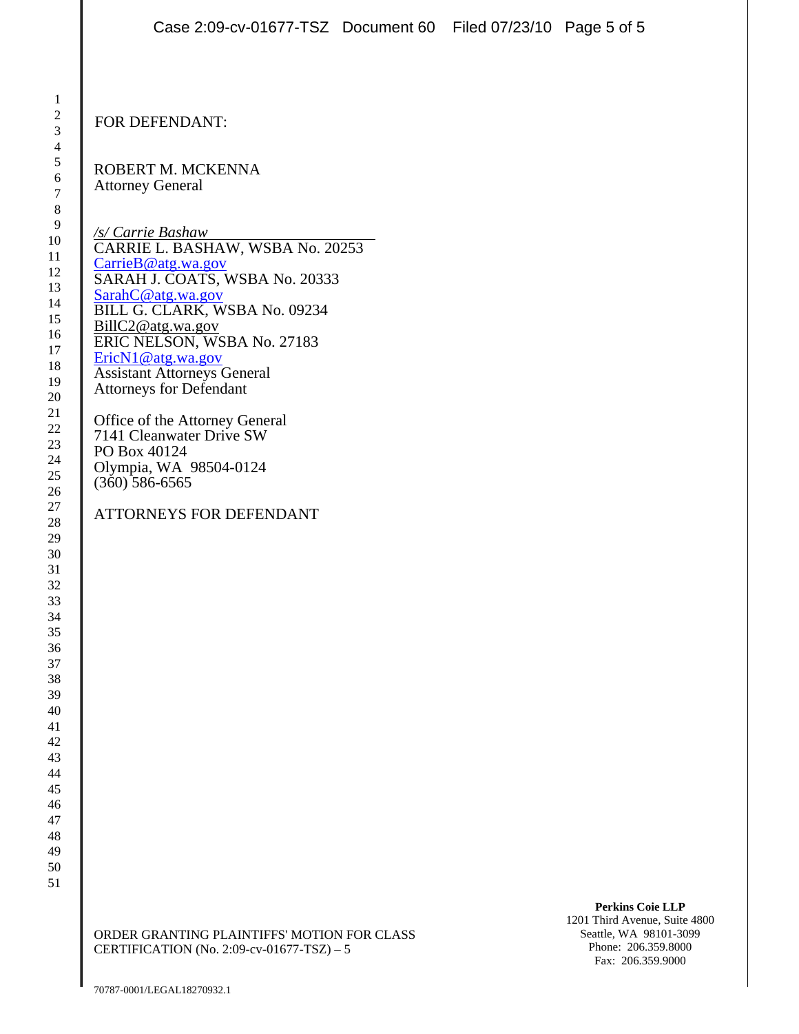FOR DEFENDANT:

ROBERT M. MCKENNA
Attorney General

*/s/ Carrie Bashaw*
CARRIE L. BASHAW, WSBA No. 20253
CarrieB@atg.wa.gov
SARAH J. COATS, WSBA No. 20333
SarahC@atg.wa.gov
BILL G. CLARK, WSBA No. 09234
BillC2@atg.wa.gov
ERIC NELSON, WSBA No. 27183
EricN1@atg.wa.gov
Assistant Attorneys General
Attorneys for Defendant

Office of the Attorney General
7141 Cleanwater Drive SW
PO Box 40124
Olympia, WA 98504-0124
(360) 586-6565

ATTORNEYS FOR DEFENDANT

ORDER GRANTING PLAINTIFFS' MOTION FOR CLASS CERTIFICATION (No. 2:09-cv-01677-TSZ) – 5

**Perkins Coie LLP**
1201 Third Avenue, Suite 4800
Seattle, WA 98101-3099
Phone: 206.359.8000
Fax: 206.359.9000

70787-0001/LEGAL18270932.1